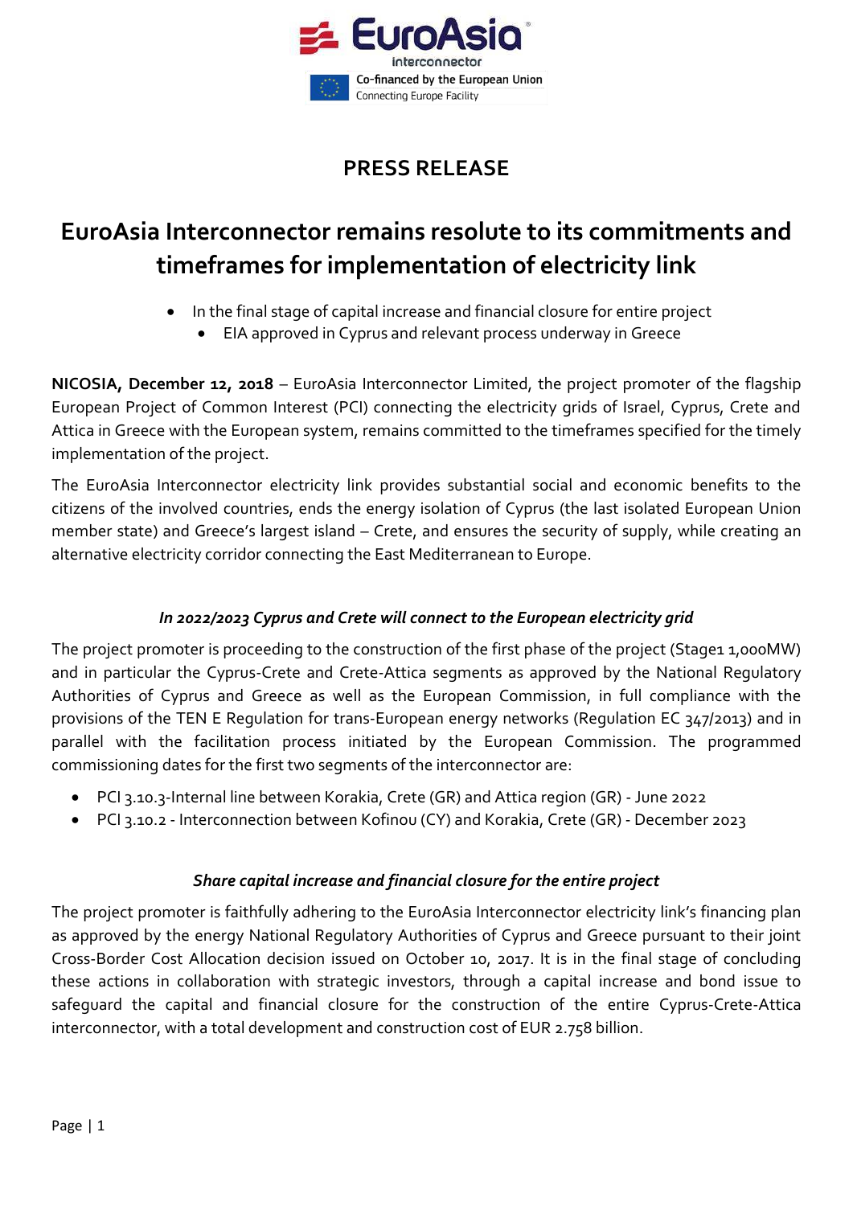EuroAsia interconnector

Co-financed by the European Union
Connecting Europe Facility

# PRESS RELEASE

## EuroAsia Interconnector remains resolute to its commitments and timeframes for implementation of electricity link

- In the final stage of capital increase and financial closure for entire project
- EIA approved in Cyprus and relevant process underway in Greece

**NICOSIA, December 12, 2018** – EuroAsia Interconnector Limited, the project promoter of the flagship European Project of Common Interest (PCI) connecting the electricity grids of Israel, Cyprus, Crete and Attica in Greece with the European system, remains committed to the timeframes specified for the timely implementation of the project.

The EuroAsia Interconnector electricity link provides substantial social and economic benefits to the citizens of the involved countries, ends the energy isolation of Cyprus (the last isolated European Union member state) and Greece's largest island – Crete, and ensures the security of supply, while creating an alternative electricity corridor connecting the East Mediterranean to Europe.

### *In 2022/2023 Cyprus and Crete will connect to the European electricity grid*

The project promoter is proceeding to the construction of the first phase of the project (Stage1 1,000MW) and in particular the Cyprus-Crete and Crete-Attica segments as approved by the National Regulatory Authorities of Cyprus and Greece as well as the European Commission, in full compliance with the provisions of the TEN E Regulation for trans-European energy networks (Regulation EC 347/2013) and in parallel with the facilitation process initiated by the European Commission. The programmed commissioning dates for the first two segments of the interconnector are:

- PCI 3.10.3-Internal line between Korakia, Crete (GR) and Attica region (GR) - June 2022
- PCI 3.10.2 - Interconnection between Kofinou (CY) and Korakia, Crete (GR) - December 2023

### *Share capital increase and financial closure for the entire project*

The project promoter is faithfully adhering to the EuroAsia Interconnector electricity link's financing plan as approved by the energy National Regulatory Authorities of Cyprus and Greece pursuant to their joint Cross-Border Cost Allocation decision issued on October 10, 2017. It is in the final stage of concluding these actions in collaboration with strategic investors, through a capital increase and bond issue to safeguard the capital and financial closure for the construction of the entire Cyprus-Crete-Attica interconnector, with a total development and construction cost of EUR 2.758 billion.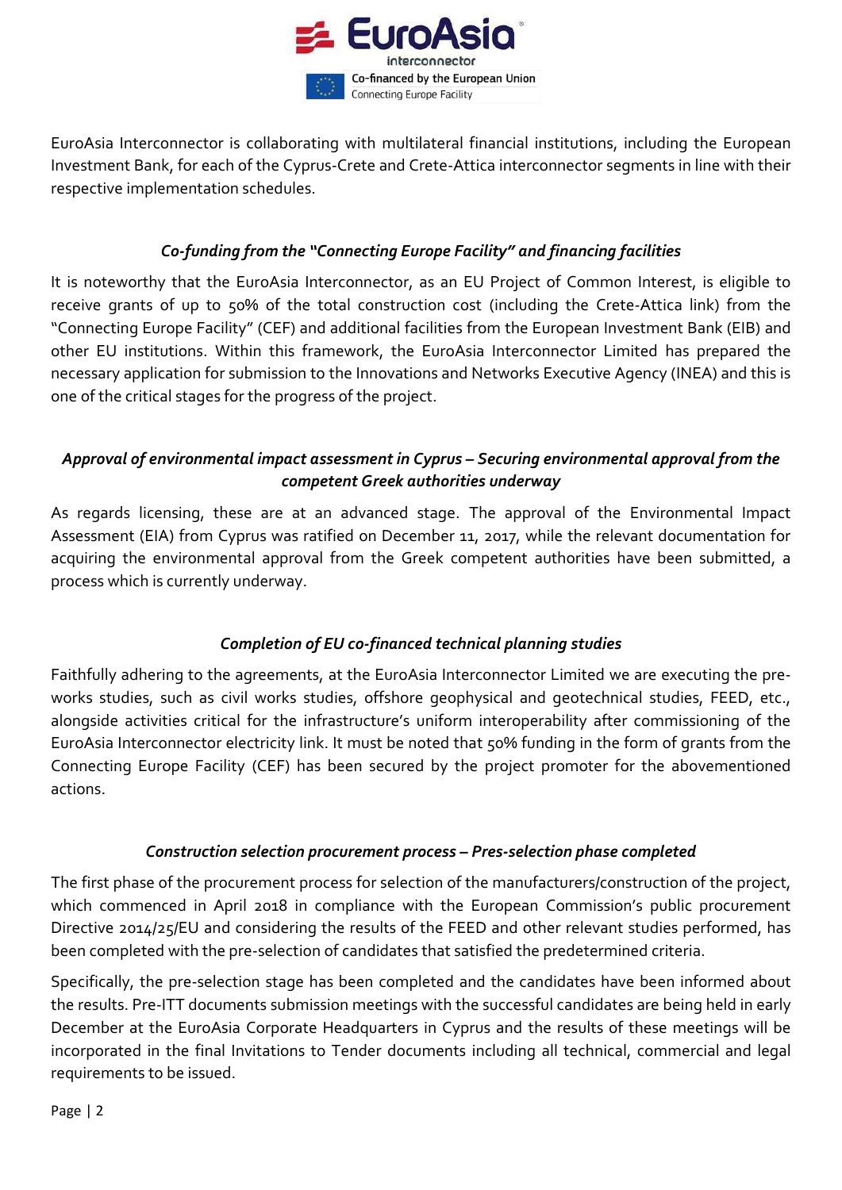EuroAsia Interconnector is collaborating with multilateral financial institutions, including the European Investment Bank, for each of the Cyprus-Crete and Crete-Attica interconnector segments in line with their respective implementation schedules.

### *Co-funding from the "Connecting Europe Facility" and financing facilities*

It is noteworthy that the EuroAsia Interconnector, as an EU Project of Common Interest, is eligible to receive grants of up to 50% of the total construction cost (including the Crete-Attica link) from the "Connecting Europe Facility" (CEF) and additional facilities from the European Investment Bank (EIB) and other EU institutions. Within this framework, the EuroAsia Interconnector Limited has prepared the necessary application for submission to the Innovations and Networks Executive Agency (INEA) and this is one of the critical stages for the progress of the project.

### *Approval of environmental impact assessment in Cyprus – Securing environmental approval from the competent Greek authorities underway*

As regards licensing, these are at an advanced stage. The approval of the Environmental Impact Assessment (EIA) from Cyprus was ratified on December 11, 2017, while the relevant documentation for acquiring the environmental approval from the Greek competent authorities have been submitted, a process which is currently underway.

### *Completion of EU co-financed technical planning studies*

Faithfully adhering to the agreements, at the EuroAsia Interconnector Limited we are executing the pre-works studies, such as civil works studies, offshore geophysical and geotechnical studies, FEED, etc., alongside activities critical for the infrastructure's uniform interoperability after commissioning of the EuroAsia Interconnector electricity link. It must be noted that 50% funding in the form of grants from the Connecting Europe Facility (CEF) has been secured by the project promoter for the abovementioned actions.

### *Construction selection procurement process – Pres-selection phase completed*

The first phase of the procurement process for selection of the manufacturers/construction of the project, which commenced in April 2018 in compliance with the European Commission's public procurement Directive 2014/25/EU and considering the results of the FEED and other relevant studies performed, has been completed with the pre-selection of candidates that satisfied the predetermined criteria.

Specifically, the pre-selection stage has been completed and the candidates have been informed about the results. Pre-ITT documents submission meetings with the successful candidates are being held in early December at the EuroAsia Corporate Headquarters in Cyprus and the results of these meetings will be incorporated in the final Invitations to Tender documents including all technical, commercial and legal requirements to be issued.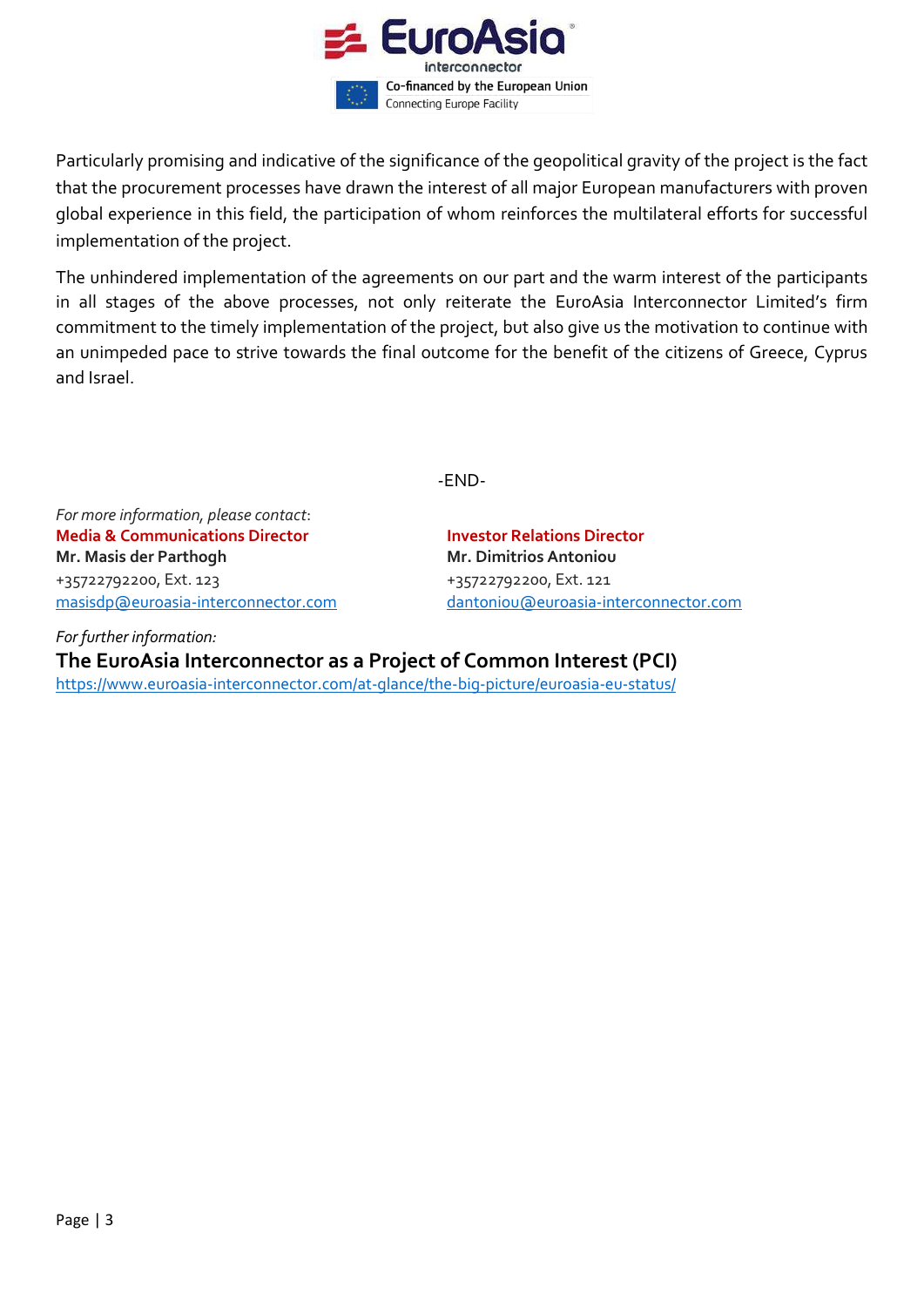Particularly promising and indicative of the significance of the geopolitical gravity of the project is the fact that the procurement processes have drawn the interest of all major European manufacturers with proven global experience in this field, the participation of whom reinforces the multilateral efforts for successful implementation of the project.

The unhindered implementation of the agreements on our part and the warm interest of the participants in all stages of the above processes, not only reiterate the EuroAsia Interconnector Limited's firm commitment to the timely implementation of the project, but also give us the motivation to continue with an unimpeded pace to strive towards the final outcome for the benefit of the citizens of Greece, Cyprus and Israel.

-END-

*For more information, please contact*:

**Media & Communications Director**
**Mr. Masis der Parthogh**
+35722792200, Ext. 123
masisdp@euroasia-interconnector.com

**Investor Relations Director**
**Mr. Dimitrios Antoniou**
+35722792200, Ext. 121
dantoniou@euroasia-interconnector.com

*For further information:*

**The EuroAsia Interconnector as a Project of Common Interest (PCI)**
https://www.euroasia-interconnector.com/at-glance/the-big-picture/euroasia-eu-status/